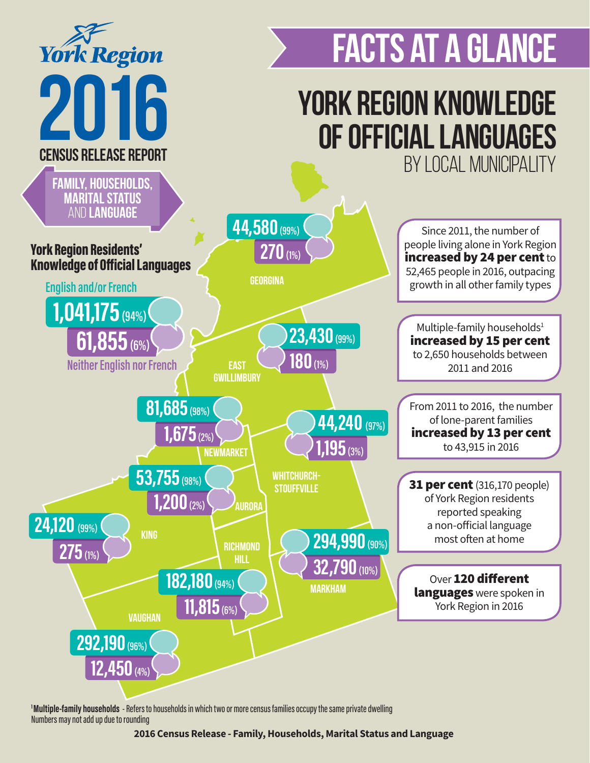# York Region

# 2016

## CENSUS RELEASE REPORT

**FAMILY, HOUSEHOLDS, MARITAL STATUS AND LANGUAGE**

# FACTS AT A GLANCE

## YORK REGION KNOWLEDGE OF OFFICIAL LANGUAGES BY LOCAL MUNICIPALITY

### York Region Residents' Knowledge of Official Languages

English and/or French: **1,041,175** (94%)

Neither English nor French: **61,855** (6%)

| Municipality | English and/or French | Neither English nor French |
|---|---|---|
| Georgina | 44,580 (99%) | 270 (1%) |
| East Gwillimbury | 23,430 (99%) | 180 (1%) |
| Newmarket | 81,685 (98%) | 1,675 (2%) |
| Whitchurch-Stouffville | 44,240 (97%) | 1,195 (3%) |
| Aurora | 53,755 (98%) | 1,200 (2%) |
| King | 24,120 (99%) | 275 (1%) |
| Richmond Hill | 182,180 (94%) | 11,815 (6%) |
| Markham | 294,990 (90%) | 32,790 (10%) |
| Vaughan | 292,190 (96%) | 12,450 (4%) |

Since 2011, the number of people living alone in York Region **increased by 24 per cent** to 52,465 people in 2016, outpacing growth in all other family types

Multiple-family households[1] **increased by 15 per cent** to 2,650 households between 2011 and 2016

From 2011 to 2016, the number of lone-parent families **increased by 13 per cent** to 43,915 in 2016

**31 per cent** (316,170 people) of York Region residents reported speaking a non-official language most often at home

Over **120 different languages** were spoken in York Region in 2016

[1] **Multiple-family households** - Refers to households in which two or more census families occupy the same private dwelling

Numbers may not add up due to rounding

**2016 Census Release - Family, Households, Marital Status and Language**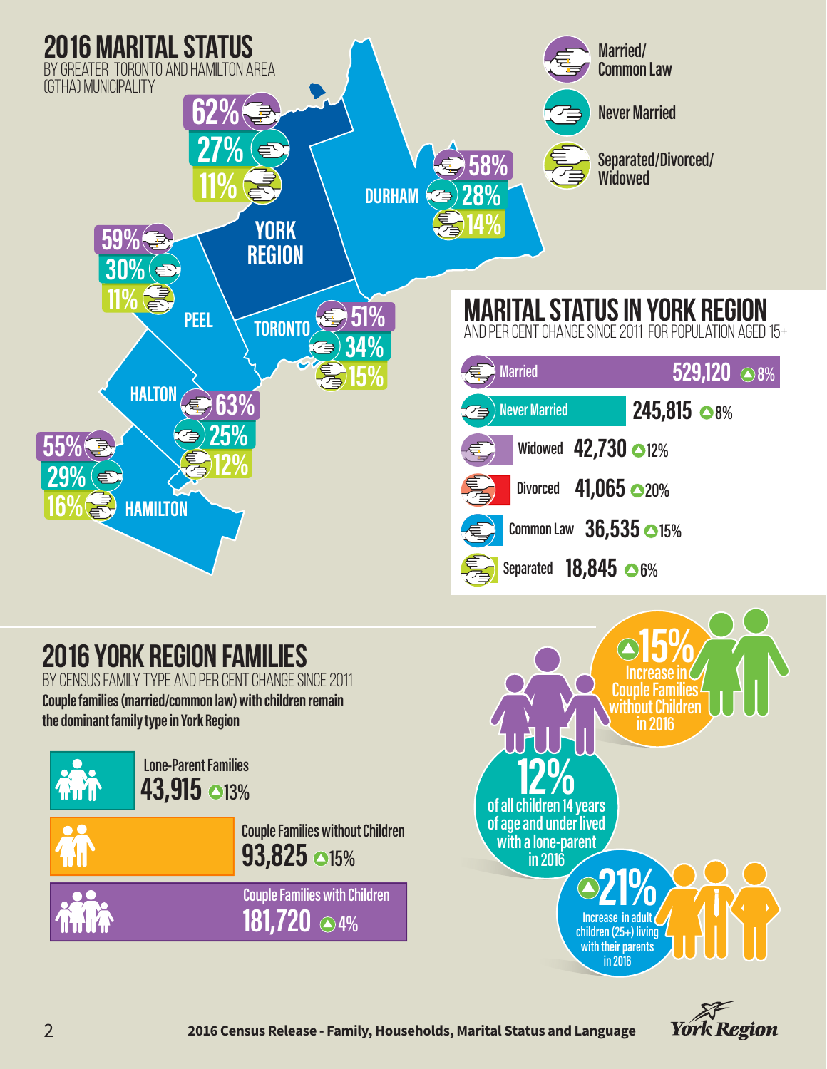# 2016 MARITAL STATUS

BY GREATER TORONTO AND HAMILTON AREA (GTHA) MUNICIPALITY

| Municipality | Married/Common Law | Never Married | Separated/Divorced/Widowed |
|---|---|---|---|
| York Region | 62% | 27% | 11% |
| Durham | 58% | 28% | 14% |
| Peel | 59% | 30% | 11% |
| Toronto | 51% | 34% | 15% |
| Halton | 63% | 25% | 12% |
| Hamilton | 55% | 29% | 16% |

## MARITAL STATUS IN YORK REGION

AND PER CENT CHANGE SINCE 2011 FOR POPULATION AGED 15+

| Status | Count | Change since 2011 |
|---|---|---|
| Married | 529,120 | ▲8% |
| Never Married | 245,815 | ▲8% |
| Widowed | 42,730 | ▲12% |
| Divorced | 41,065 | ▲20% |
| Common Law | 36,535 | ▲15% |
| Separated | 18,845 | ▲6% |

# 2016 YORK REGION FAMILIES

BY CENSUS FAMILY TYPE AND PER CENT CHANGE SINCE 2011

**Couple families (married/common law) with children remain the dominant family type in York Region**

| Family Type | Count | Change since 2011 |
|---|---|---|
| Lone-Parent Families | 43,915 | ▲13% |
| Couple Families without Children | 93,825 | ▲15% |
| Couple Families with Children | 181,720 | ▲4% |

▲15% Increase in Couple Families without Children in 2016

12% of all children 14 years of age and under lived with a lone-parent in 2016

▲21% Increase in adult children (25+) living with their parents in 2016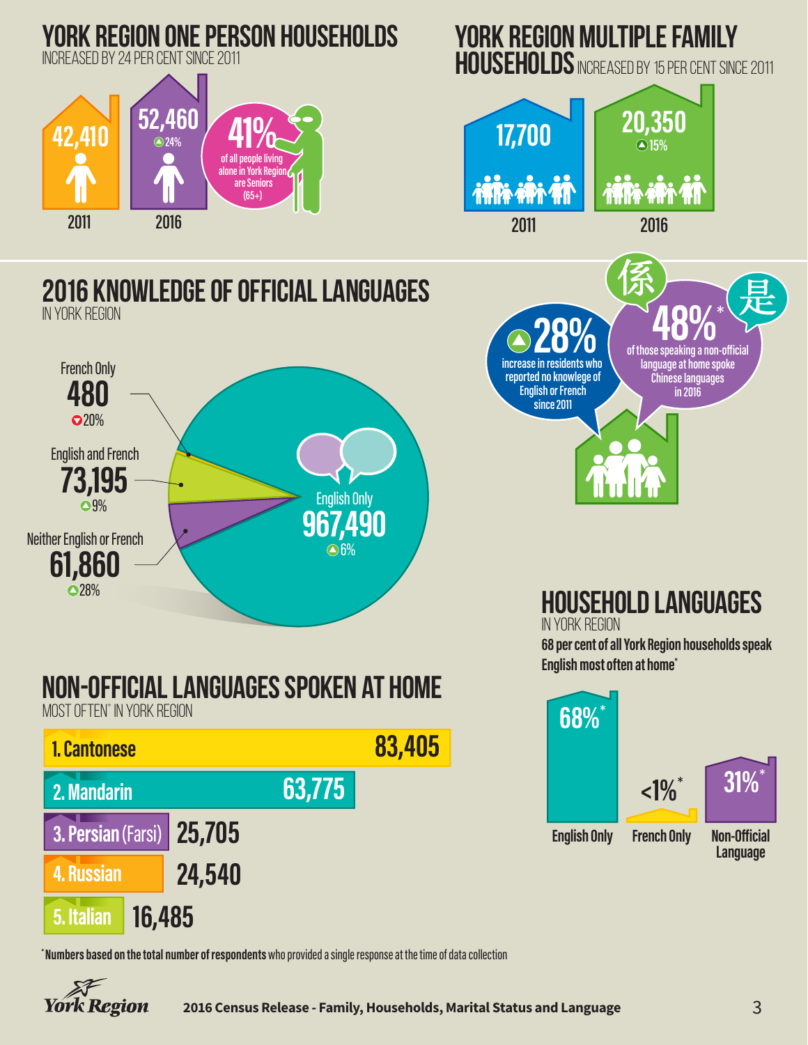## YORK REGION ONE PERSON HOUSEHOLDS

INCREASED BY 24 PER CENT SINCE 2011

| 2011 | 2016 |
|---|---|
| 42,410 | 52,460 (▲24%) |

**41%** of all people living alone in York Region are Seniors (65+)

## YORK REGION MULTIPLE FAMILY HOUSEHOLDS

INCREASED BY 15 PER CENT SINCE 2011

| 2011 | 2016 |
|---|---|
| 17,700 | 20,350 (▲15%) |

## 2016 KNOWLEDGE OF OFFICIAL LANGUAGES

IN YORK REGION

| Language | Number | Change |
|---|---|---|
| French Only | 480 | ▼20% |
| English and French | 73,195 | ▲9% |
| Neither English or French | 61,860 | ▲28% |
| English Only | 967,490 | ▲6% |

▲**28%** increase in residents who reported no knowlege of English or French since 2011

係 **48%*** of those speaking a non-official language at home spoke Chinese languages in 2016 是

## HOUSEHOLD LANGUAGES

IN YORK REGION

**68 per cent of all York Region households speak English most often at home***

| English Only | French Only | Non-Official Language |
|---|---|---|
| 68%* | <1%* | 31%* |

## NON-OFFICIAL LANGUAGES SPOKEN AT HOME

MOST OFTEN* IN YORK REGION

| Language | Number |
|---|---|
| 1. Cantonese | 83,405 |
| 2. Mandarin | 63,775 |
| 3. Persian (Farsi) | 25,705 |
| 4. Russian | 24,540 |
| 5. Italian | 16,485 |

***Numbers based on the total number of respondents** who provided a single response at the time of data collection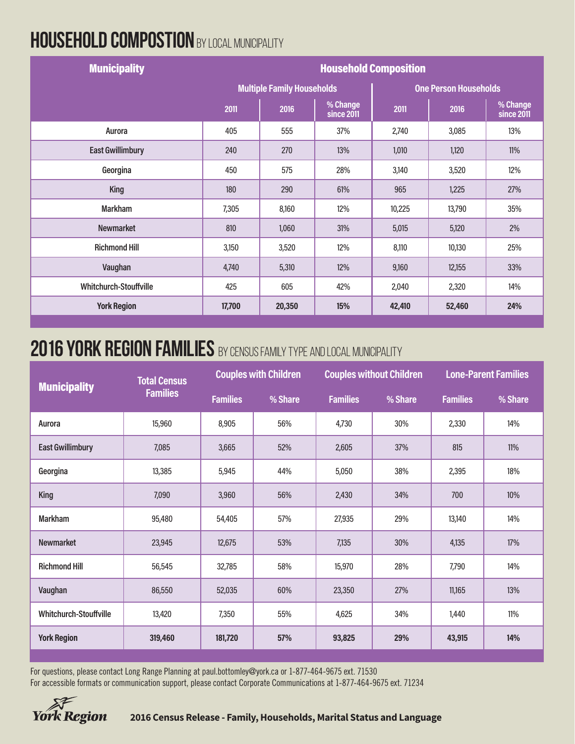## HOUSEHOLD COMPOSTION BY LOCAL MUNICIPALITY

| Municipality | Household Composition | | | | | |
|---|---|---|---|---|---|---|
| | Multiple Family Households | | | One Person Households | | |
| | 2011 | 2016 | % Change since 2011 | 2011 | 2016 | % Change since 2011 |
| Aurora | 405 | 555 | 37% | 2,740 | 3,085 | 13% |
| East Gwillimbury | 240 | 270 | 13% | 1,010 | 1,120 | 11% |
| Georgina | 450 | 575 | 28% | 3,140 | 3,520 | 12% |
| King | 180 | 290 | 61% | 965 | 1,225 | 27% |
| Markham | 7,305 | 8,160 | 12% | 10,225 | 13,790 | 35% |
| Newmarket | 810 | 1,060 | 31% | 5,015 | 5,120 | 2% |
| Richmond Hill | 3,150 | 3,520 | 12% | 8,110 | 10,130 | 25% |
| Vaughan | 4,740 | 5,310 | 12% | 9,160 | 12,155 | 33% |
| Whitchurch-Stouffville | 425 | 605 | 42% | 2,040 | 2,320 | 14% |
| **York Region** | **17,700** | **20,350** | **15%** | **42,410** | **52,460** | **24%** |

## 2016 YORK REGION FAMILIES BY CENSUS FAMILY TYPE AND LOCAL MUNICIPALITY

| Municipality | Total Census Families | Couples with Children | | Couples without Children | | Lone-Parent Families | |
|---|---|---|---|---|---|---|---|
| | | Families | % Share | Families | % Share | Families | % Share |
| Aurora | 15,960 | 8,905 | 56% | 4,730 | 30% | 2,330 | 14% |
| East Gwillimbury | 7,085 | 3,665 | 52% | 2,605 | 37% | 815 | 11% |
| Georgina | 13,385 | 5,945 | 44% | 5,050 | 38% | 2,395 | 18% |
| King | 7,090 | 3,960 | 56% | 2,430 | 34% | 700 | 10% |
| Markham | 95,480 | 54,405 | 57% | 27,935 | 29% | 13,140 | 14% |
| Newmarket | 23,945 | 12,675 | 53% | 7,135 | 30% | 4,135 | 17% |
| Richmond Hill | 56,545 | 32,785 | 58% | 15,970 | 28% | 7,790 | 14% |
| Vaughan | 86,550 | 52,035 | 60% | 23,350 | 27% | 11,165 | 13% |
| Whitchurch-Stouffville | 13,420 | 7,350 | 55% | 4,625 | 34% | 1,440 | 11% |
| **York Region** | **319,460** | **181,720** | **57%** | **93,825** | **29%** | **43,915** | **14%** |

For questions, please contact Long Range Planning at paul.bottomley@york.ca or 1-877-464-9675 ext. 71530

For accessible formats or communication support, please contact Corporate Communications at 1-877-464-9675 ext. 71234

York Region

**2016 Census Release - Family, Households, Marital Status and Language**